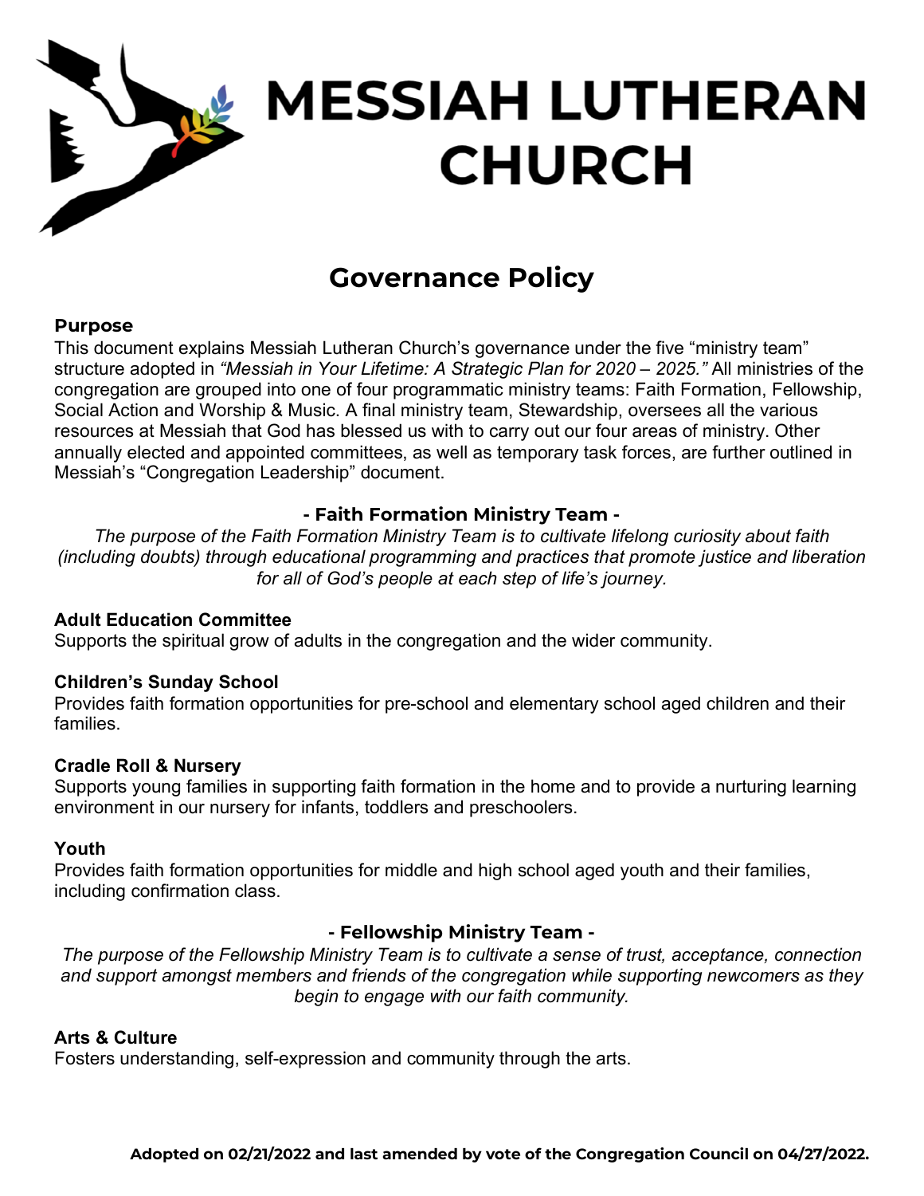# MESSIAH LUTHERAN CHURCH

## Governance Policy

**Purpose**

This document explains Messiah Lutheran Church's governance under the five "ministry team" structure adopted in *"Messiah in Your Lifetime: A Strategic Plan for 2020 – 2025."* All ministries of the congregation are grouped into one of four programmatic ministry teams: Faith Formation, Fellowship, Social Action and Worship & Music. A final ministry team, Stewardship, oversees all the various resources at Messiah that God has blessed us with to carry out our four areas of ministry. Other annually elected and appointed committees, as well as temporary task forces, are further outlined in Messiah's "Congregation Leadership" document.

### - Faith Formation Ministry Team -

*The purpose of the Faith Formation Ministry Team is to cultivate lifelong curiosity about faith (including doubts) through educational programming and practices that promote justice and liberation for all of God's people at each step of life's journey.*

**Adult Education Committee**

Supports the spiritual grow of adults in the congregation and the wider community.

**Children's Sunday School**

Provides faith formation opportunities for pre-school and elementary school aged children and their families.

**Cradle Roll & Nursery**

Supports young families in supporting faith formation in the home and to provide a nurturing learning environment in our nursery for infants, toddlers and preschoolers.

**Youth**

Provides faith formation opportunities for middle and high school aged youth and their families, including confirmation class.

### - Fellowship Ministry Team -

*The purpose of the Fellowship Ministry Team is to cultivate a sense of trust, acceptance, connection and support amongst members and friends of the congregation while supporting newcomers as they begin to engage with our faith community.*

**Arts & Culture**

Fosters understanding, self-expression and community through the arts.

**Adopted on 02/21/2022 and last amended by vote of the Congregation Council on 04/27/2022.**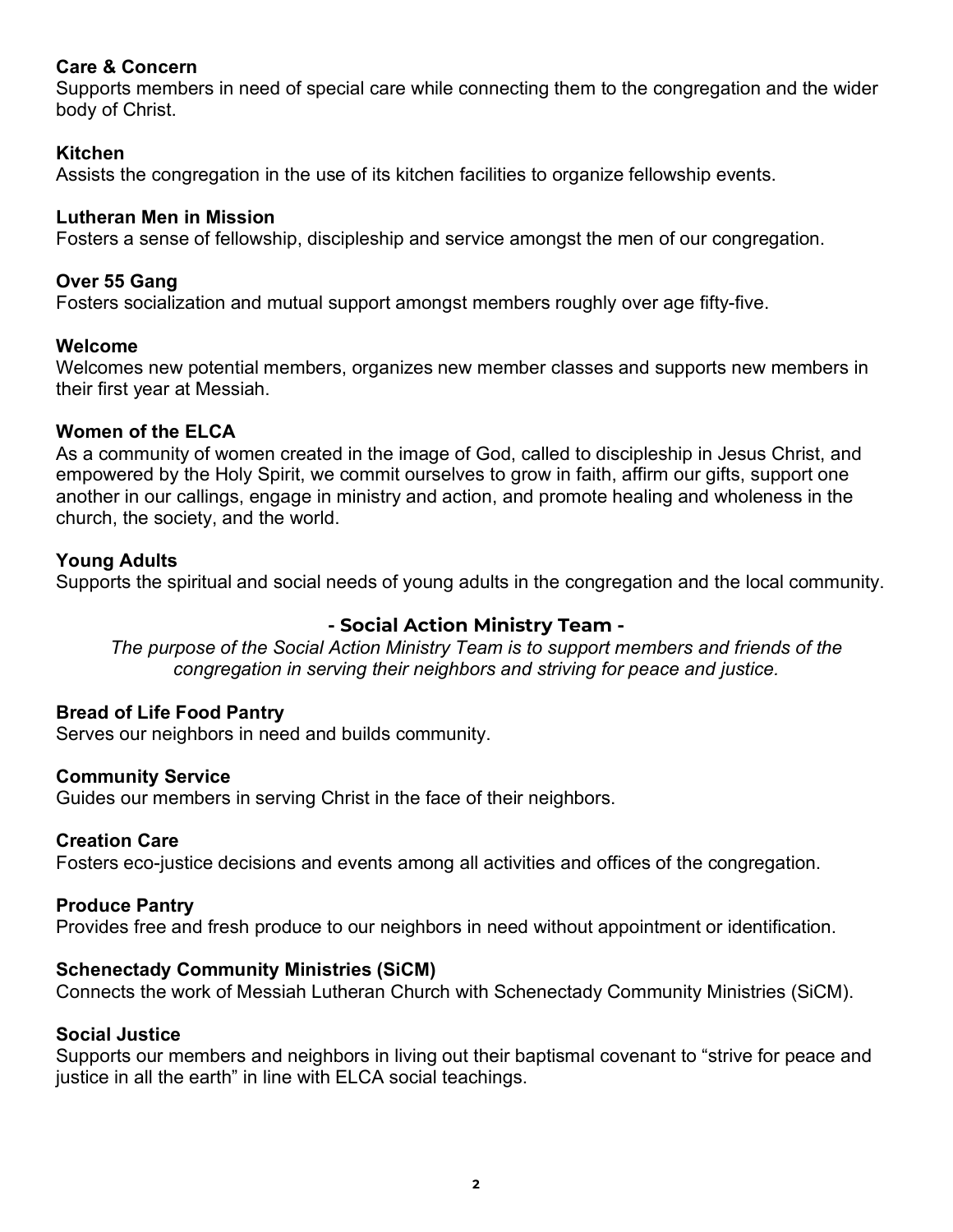**Care & Concern**
Supports members in need of special care while connecting them to the congregation and the wider body of Christ.

**Kitchen**
Assists the congregation in the use of its kitchen facilities to organize fellowship events.

**Lutheran Men in Mission**
Fosters a sense of fellowship, discipleship and service amongst the men of our congregation.

**Over 55 Gang**
Fosters socialization and mutual support amongst members roughly over age fifty-five.

**Welcome**
Welcomes new potential members, organizes new member classes and supports new members in their first year at Messiah.

**Women of the ELCA**
As a community of women created in the image of God, called to discipleship in Jesus Christ, and empowered by the Holy Spirit, we commit ourselves to grow in faith, affirm our gifts, support one another in our callings, engage in ministry and action, and promote healing and wholeness in the church, the society, and the world.

**Young Adults**
Supports the spiritual and social needs of young adults in the congregation and the local community.

## - Social Action Ministry Team -

*The purpose of the Social Action Ministry Team is to support members and friends of the congregation in serving their neighbors and striving for peace and justice.*

**Bread of Life Food Pantry**
Serves our neighbors in need and builds community.

**Community Service**
Guides our members in serving Christ in the face of their neighbors.

**Creation Care**
Fosters eco-justice decisions and events among all activities and offices of the congregation.

**Produce Pantry**
Provides free and fresh produce to our neighbors in need without appointment or identification.

**Schenectady Community Ministries (SiCM)**
Connects the work of Messiah Lutheran Church with Schenectady Community Ministries (SiCM).

**Social Justice**
Supports our members and neighbors in living out their baptismal covenant to "strive for peace and justice in all the earth" in line with ELCA social teachings.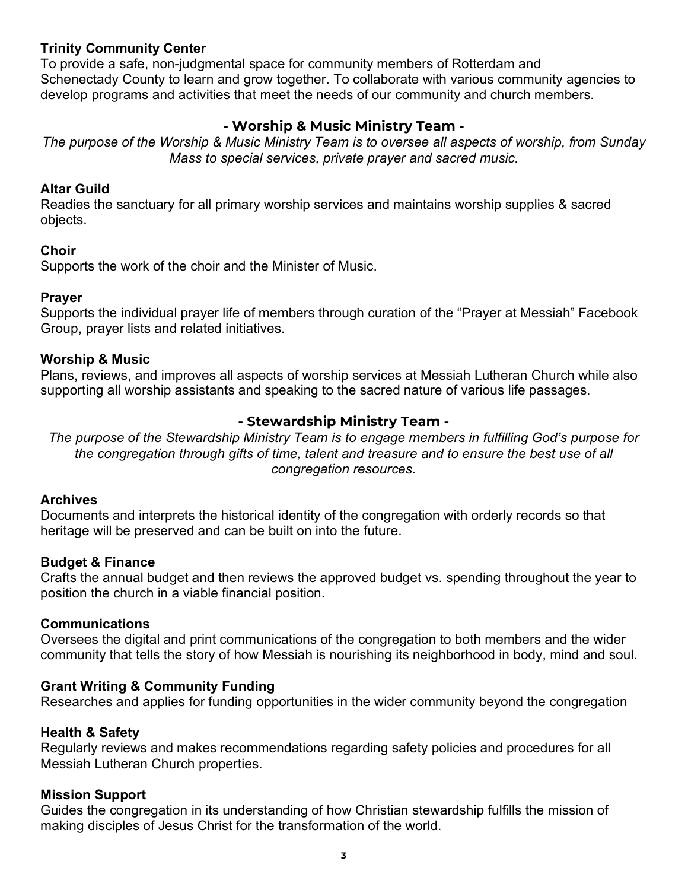**Trinity Community Center**
To provide a safe, non-judgmental space for community members of Rotterdam and Schenectady County to learn and grow together. To collaborate with various community agencies to develop programs and activities that meet the needs of our community and church members.

## - Worship & Music Ministry Team -

*The purpose of the Worship & Music Ministry Team is to oversee all aspects of worship, from Sunday Mass to special services, private prayer and sacred music.*

**Altar Guild**
Readies the sanctuary for all primary worship services and maintains worship supplies & sacred objects.

**Choir**
Supports the work of the choir and the Minister of Music.

**Prayer**
Supports the individual prayer life of members through curation of the "Prayer at Messiah" Facebook Group, prayer lists and related initiatives.

**Worship & Music**
Plans, reviews, and improves all aspects of worship services at Messiah Lutheran Church while also supporting all worship assistants and speaking to the sacred nature of various life passages.

## - Stewardship Ministry Team -

*The purpose of the Stewardship Ministry Team is to engage members in fulfilling God's purpose for the congregation through gifts of time, talent and treasure and to ensure the best use of all congregation resources.*

**Archives**
Documents and interprets the historical identity of the congregation with orderly records so that heritage will be preserved and can be built on into the future.

**Budget & Finance**
Crafts the annual budget and then reviews the approved budget vs. spending throughout the year to position the church in a viable financial position.

**Communications**
Oversees the digital and print communications of the congregation to both members and the wider community that tells the story of how Messiah is nourishing its neighborhood in body, mind and soul.

**Grant Writing & Community Funding**
Researches and applies for funding opportunities in the wider community beyond the congregation

**Health & Safety**
Regularly reviews and makes recommendations regarding safety policies and procedures for all Messiah Lutheran Church properties.

**Mission Support**
Guides the congregation in its understanding of how Christian stewardship fulfills the mission of making disciples of Jesus Christ for the transformation of the world.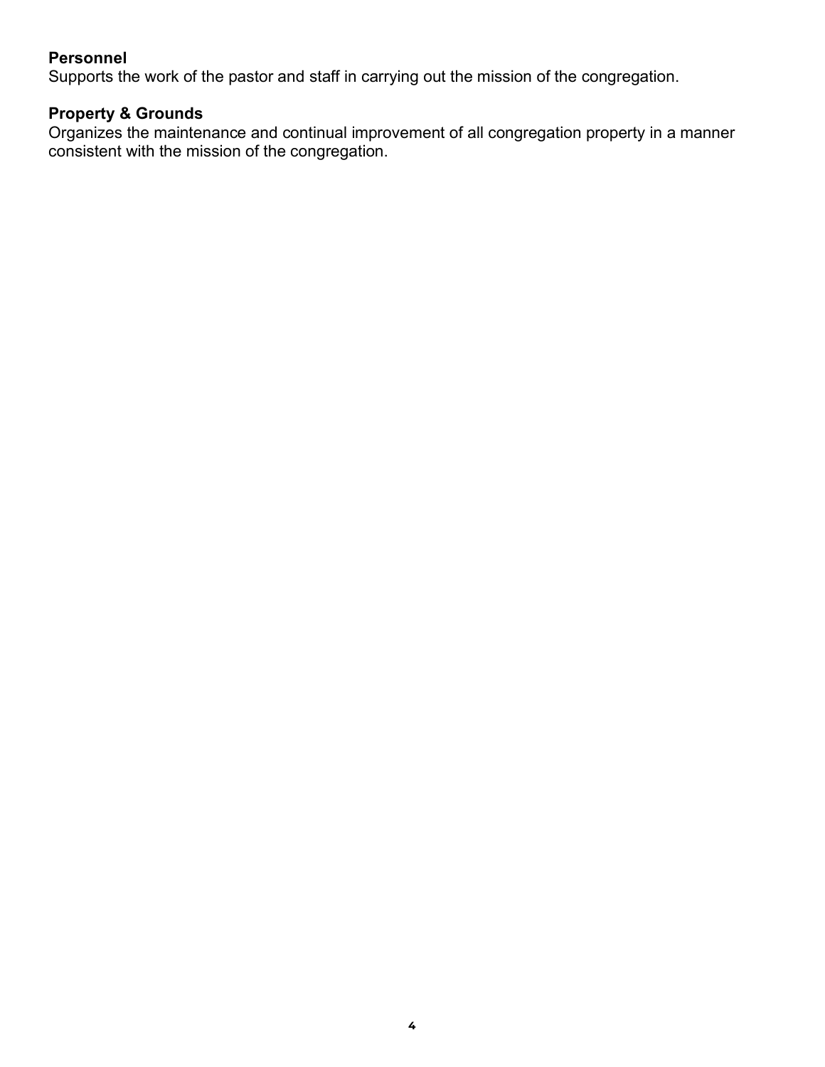**Personnel**
Supports the work of the pastor and staff in carrying out the mission of the congregation.

**Property & Grounds**
Organizes the maintenance and continual improvement of all congregation property in a manner consistent with the mission of the congregation.